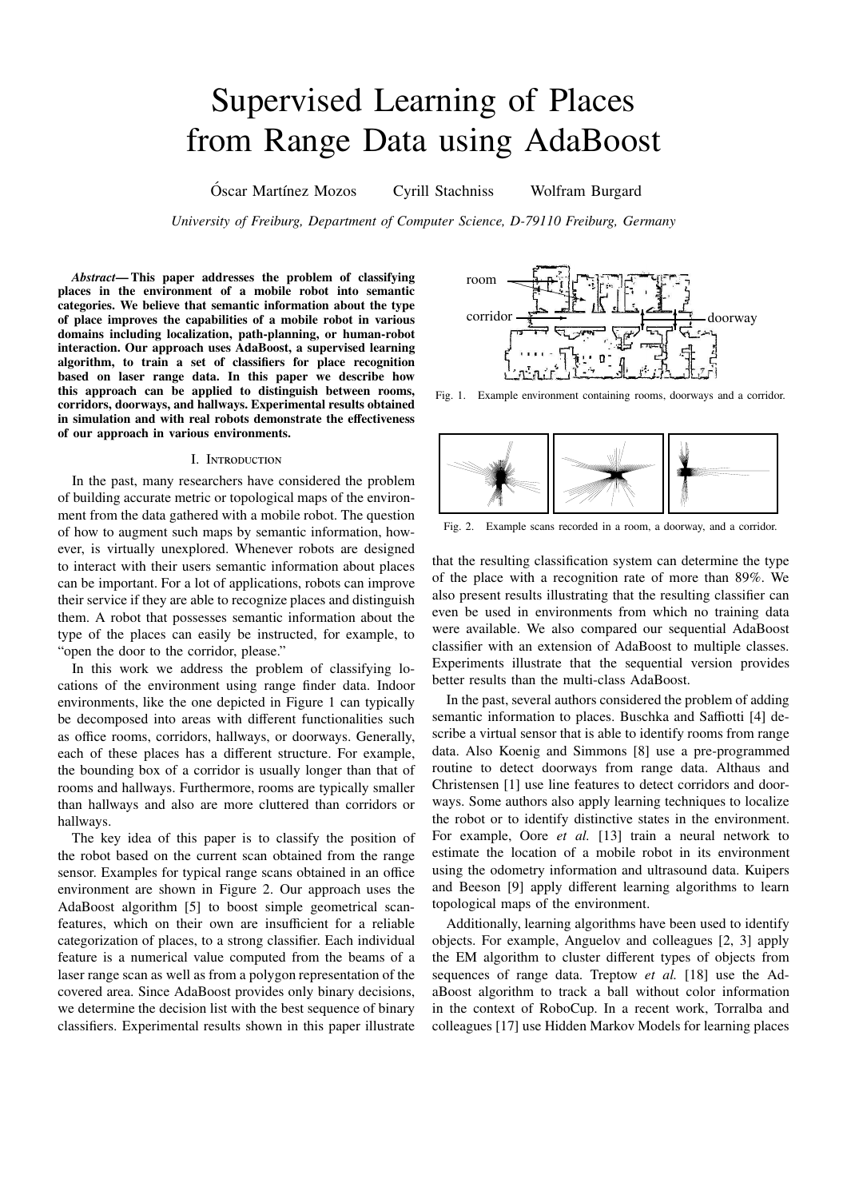# Supervised Learning of Places from Range Data using AdaBoost

Óscar Martínez Mozos     Cyrill Stachniss     Wolfram Burgard

*University of Freiburg, Department of Computer Science, D-79110 Freiburg, Germany*

***Abstract*— This paper addresses the problem of classifying places in the environment of a mobile robot into semantic categories. We believe that semantic information about the type of place improves the capabilities of a mobile robot in various domains including localization, path-planning, or human-robot interaction. Our approach uses AdaBoost, a supervised learning algorithm, to train a set of classifiers for place recognition based on laser range data. In this paper we describe how this approach can be applied to distinguish between rooms, corridors, doorways, and hallways. Experimental results obtained in simulation and with real robots demonstrate the effectiveness of our approach in various environments.**

## I. Introduction

In the past, many researchers have considered the problem of building accurate metric or topological maps of the environment from the data gathered with a mobile robot. The question of how to augment such maps by semantic information, however, is virtually unexplored. Whenever robots are designed to interact with their users semantic information about places can be important. For a lot of applications, robots can improve their service if they are able to recognize places and distinguish them. A robot that possesses semantic information about the type of the places can easily be instructed, for example, to "open the door to the corridor, please."

In this work we address the problem of classifying locations of the environment using range finder data. Indoor environments, like the one depicted in Figure 1 can typically be decomposed into areas with different functionalities such as office rooms, corridors, hallways, or doorways. Generally, each of these places has a different structure. For example, the bounding box of a corridor is usually longer than that of rooms and hallways. Furthermore, rooms are typically smaller than hallways and also are more cluttered than corridors or hallways.

The key idea of this paper is to classify the position of the robot based on the current scan obtained from the range sensor. Examples for typical range scans obtained in an office environment are shown in Figure 2. Our approach uses the AdaBoost algorithm [5] to boost simple geometrical scan-features, which on their own are insufficient for a reliable categorization of places, to a strong classifier. Each individual feature is a numerical value computed from the beams of a laser range scan as well as from a polygon representation of the covered area. Since AdaBoost provides only binary decisions, we determine the decision list with the best sequence of binary classifiers. Experimental results shown in this paper illustrate that the resulting classification system can determine the type of the place with a recognition rate of more than 89%. We also present results illustrating that the resulting classifier can even be used in environments from which no training data were available. We also compared our sequential AdaBoost classifier with an extension of AdaBoost to multiple classes. Experiments illustrate that the sequential version provides better results than the multi-class AdaBoost.

Fig. 1. Example environment containing rooms, doorways and a corridor.

Fig. 2. Example scans recorded in a room, a doorway, and a corridor.

In the past, several authors considered the problem of adding semantic information to places. Buschka and Saffiotti [4] describe a virtual sensor that is able to identify rooms from range data. Also Koenig and Simmons [8] use a pre-programmed routine to detect doorways from range data. Althaus and Christensen [1] use line features to detect corridors and doorways. Some authors also apply learning techniques to localize the robot or to identify distinctive states in the environment. For example, Oore *et al.* [13] train a neural network to estimate the location of a mobile robot in its environment using the odometry information and ultrasound data. Kuipers and Beeson [9] apply different learning algorithms to learn topological maps of the environment.

Additionally, learning algorithms have been used to identify objects. For example, Anguelov and colleagues [2, 3] apply the EM algorithm to cluster different types of objects from sequences of range data. Treptow *et al.* [18] use the AdaBoost algorithm to track a ball without color information in the context of RoboCup. In a recent work, Torralba and colleagues [17] use Hidden Markov Models for learning places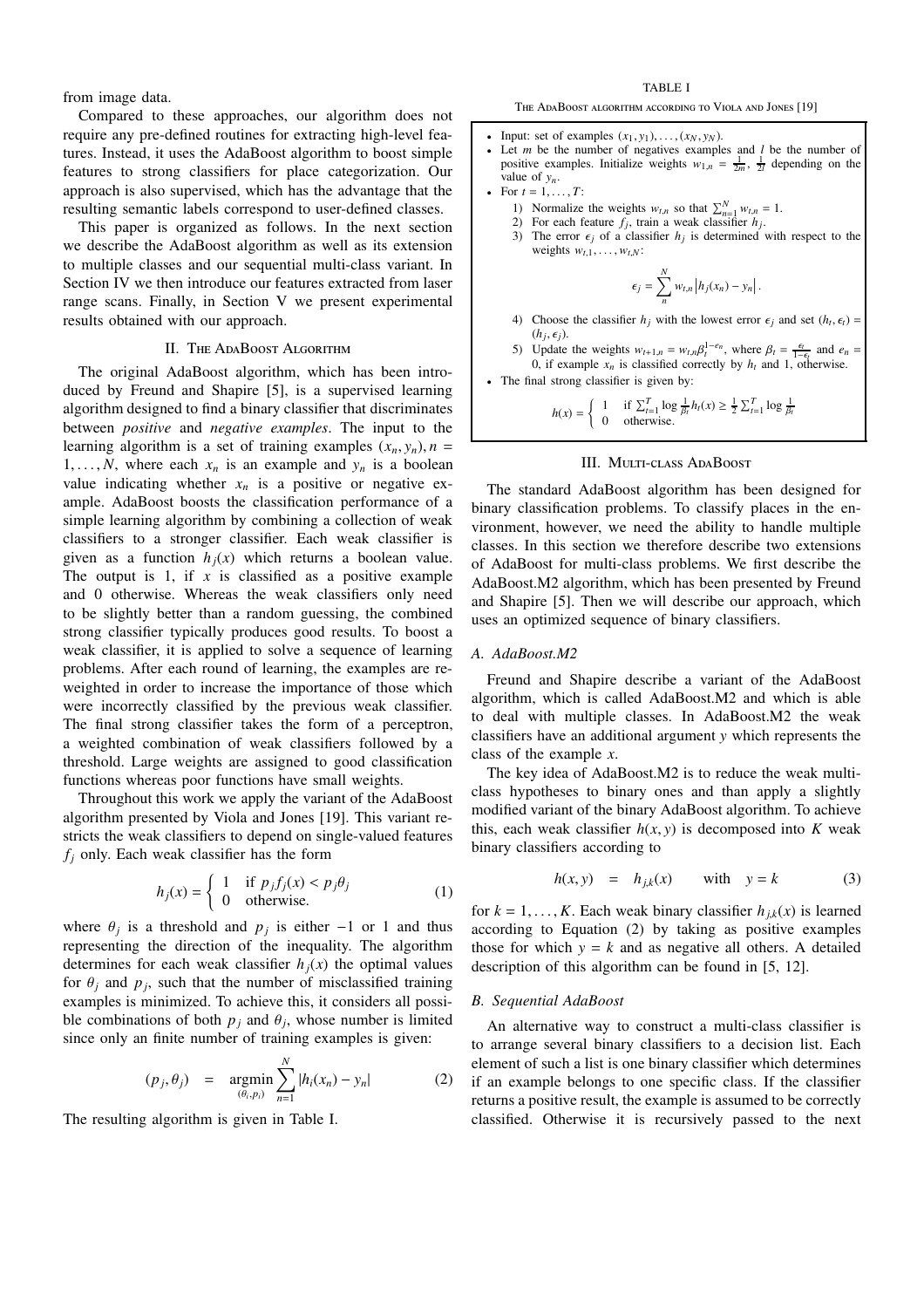from image data.

Compared to these approaches, our algorithm does not require any pre-defined routines for extracting high-level features. Instead, it uses the AdaBoost algorithm to boost simple features to strong classifiers for place categorization. Our approach is also supervised, which has the advantage that the resulting semantic labels correspond to user-defined classes.

This paper is organized as follows. In the next section we describe the AdaBoost algorithm as well as its extension to multiple classes and our sequential multi-class variant. In Section IV we then introduce our features extracted from laser range scans. Finally, in Section V we present experimental results obtained with our approach.

## II. The AdaBoost Algorithm

The original AdaBoost algorithm, which has been introduced by Freund and Shapire [5], is a supervised learning algorithm designed to find a binary classifier that discriminates between *positive* and *negative examples*. The input to the learning algorithm is a set of training examples $(x_n, y_n), n = 1, \ldots, N$, where each $x_n$ is an example and $y_n$ is a boolean value indicating whether $x_n$ is a positive or negative example. AdaBoost boosts the classification performance of a simple learning algorithm by combining a collection of weak classifiers to a stronger classifier. Each weak classifier is given as a function $h_j(x)$ which returns a boolean value. The output is 1, if $x$ is classified as a positive example and 0 otherwise. Whereas the weak classifiers only need to be slightly better than a random guessing, the combined strong classifier typically produces good results. To boost a weak classifier, it is applied to solve a sequence of learning problems. After each round of learning, the examples are re-weighted in order to increase the importance of those which were incorrectly classified by the previous weak classifier. The final strong classifier takes the form of a perceptron, a weighted combination of weak classifiers followed by a threshold. Large weights are assigned to good classification functions whereas poor functions have small weights.

Throughout this work we apply the variant of the AdaBoost algorithm presented by Viola and Jones [19]. This variant restricts the weak classifiers to depend on single-valued features $f_j$ only. Each weak classifier has the form

$$h_j(x) = \begin{cases} 1 & \text{if } p_j f_j(x) < p_j \theta_j \\ 0 & \text{otherwise.} \end{cases} \tag{1}$$

where $\theta_j$ is a threshold and $p_j$ is either $-1$ or 1 and thus representing the direction of the inequality. The algorithm determines for each weak classifier $h_j(x)$ the optimal values for $\theta_j$ and $p_j$, such that the number of misclassified training examples is minimized. To achieve this, it considers all possible combinations of both $p_j$ and $\theta_j$, whose number is limited since only an finite number of training examples is given:

$$(p_j, \theta_j) \quad = \quad \underset{(\theta_i, p_i)}{\operatorname{argmin}} \sum_{n=1}^{N} |h_i(x_n) - y_n| \tag{2}$$

The resulting algorithm is given in Table I.

TABLE I

The AdaBoost algorithm according to Viola and Jones [19]

- Input: set of examples $(x_1, y_1), \ldots, (x_N, y_N)$.
- Let $m$ be the number of negatives examples and $l$ be the number of positive examples. Initialize weights $w_{1,n} = \frac{1}{2m}, \frac{1}{2l}$ depending on the value of $y_n$.
- For $t = 1, \ldots, T$:
  1) Normalize the weights $w_{t,n}$ so that $\sum_{n=1}^{N} w_{t,n} = 1$.
  2) For each feature $f_j$, train a weak classifier $h_j$.
  3) The error $\epsilon_j$ of a classifier $h_j$ is determined with respect to the weights $w_{t,1}, \ldots, w_{t,N}$:
  $$\epsilon_j = \sum_{n}^{N} w_{t,n} \left| h_j(x_n) - y_n \right|.$$
  4) Choose the classifier $h_j$ with the lowest error $\epsilon_j$ and set $(h_t, \epsilon_t) = (h_j, \epsilon_j)$.
  5) Update the weights $w_{t+1,n} = w_{t,n} \beta_t^{1-e_n}$, where $\beta_t = \frac{\epsilon_t}{1-\epsilon_t}$ and $e_n = 0$, if example $x_n$ is classified correctly by $h_t$ and 1, otherwise.
- The final strong classifier is given by:
  $$h(x) = \begin{cases} 1 & \text{if } \sum_{t=1}^{T} \log \frac{1}{\beta_t} h_t(x) \geq \frac{1}{2} \sum_{t=1}^{T} \log \frac{1}{\beta_t} \\ 0 & \text{otherwise.} \end{cases}$$

## III. Multi-class AdaBoost

The standard AdaBoost algorithm has been designed for binary classification problems. To classify places in the environment, however, we need the ability to handle multiple classes. In this section we therefore describe two extensions of AdaBoost for multi-class problems. We first describe the AdaBoost.M2 algorithm, which has been presented by Freund and Shapire [5]. Then we will describe our approach, which uses an optimized sequence of binary classifiers.

### A. AdaBoost.M2

Freund and Shapire describe a variant of the AdaBoost algorithm, which is called AdaBoost.M2 and which is able to deal with multiple classes. In AdaBoost.M2 the weak classifiers have an additional argument $y$ which represents the class of the example $x$.

The key idea of AdaBoost.M2 is to reduce the weak multi-class hypotheses to binary ones and than apply a slightly modified variant of the binary AdaBoost algorithm. To achieve this, each weak classifier $h(x, y)$ is decomposed into $K$ weak binary classifiers according to

$$h(x, y) \quad = \quad h_{j,k}(x) \qquad \text{with} \quad y = k \tag{3}$$

for $k = 1, \ldots, K$. Each weak binary classifier $h_{j,k}(x)$ is learned according to Equation (2) by taking as positive examples those for which $y = k$ and as negative all others. A detailed description of this algorithm can be found in [5, 12].

### B. Sequential AdaBoost

An alternative way to construct a multi-class classifier is to arrange several binary classifiers to a decision list. Each element of such a list is one binary classifier which determines if an example belongs to one specific class. If the classifier returns a positive result, the example is assumed to be correctly classified. Otherwise it is recursively passed to the next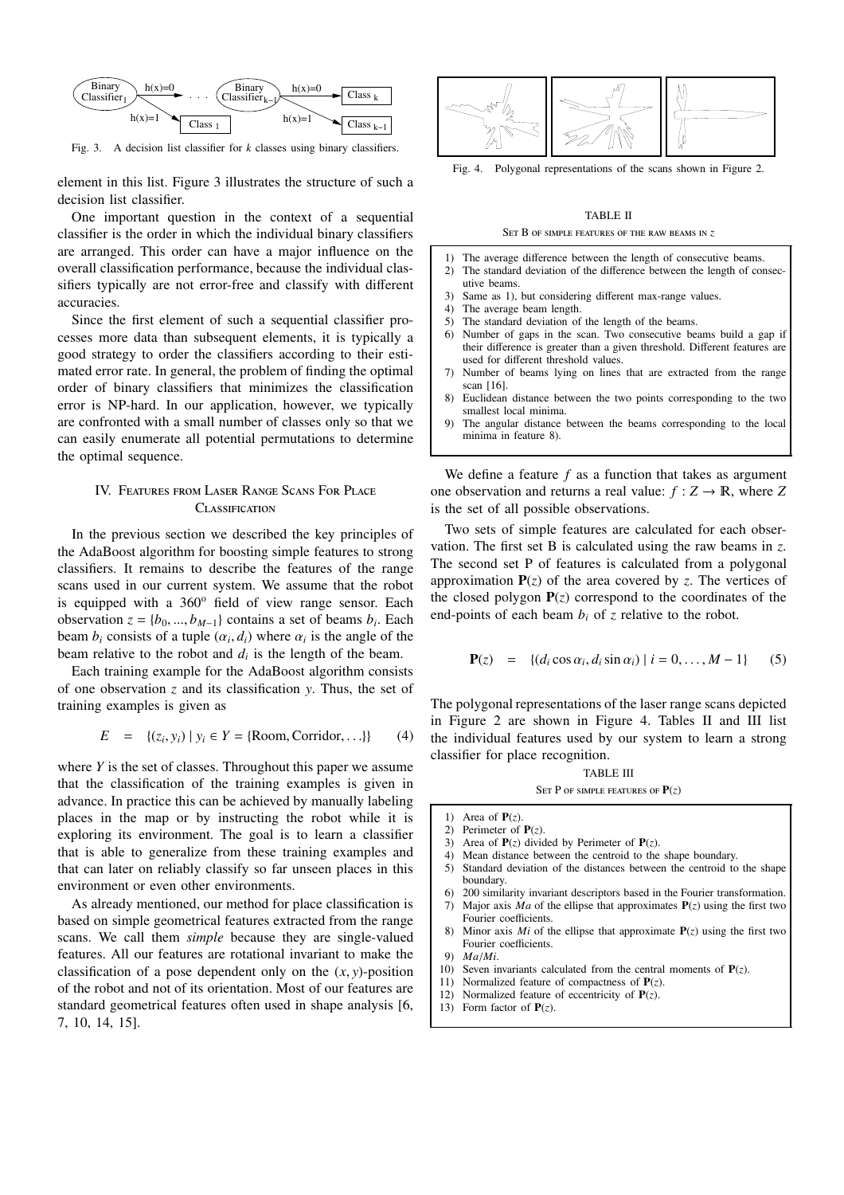Fig. 3. A decision list classifier for $k$ classes using binary classifiers.

element in this list. Figure 3 illustrates the structure of such a decision list classifier.

One important question in the context of a sequential classifier is the order in which the individual binary classifiers are arranged. This order can have a major influence on the overall classification performance, because the individual classifiers typically are not error-free and classify with different accuracies.

Since the first element of such a sequential classifier processes more data than subsequent elements, it is typically a good strategy to order the classifiers according to their estimated error rate. In general, the problem of finding the optimal order of binary classifiers that minimizes the classification error is NP-hard. In our application, however, we typically are confronted with a small number of classes only so that we can easily enumerate all potential permutations to determine the optimal sequence.

## IV. Features from Laser Range Scans For Place Classification

In the previous section we described the key principles of the AdaBoost algorithm for boosting simple features to strong classifiers. It remains to describe the features of the range scans used in our current system. We assume that the robot is equipped with a 360° field of view range sensor. Each observation $z = \{b_0, ..., b_{M-1}\}$ contains a set of beams $b_i$. Each beam $b_i$ consists of a tuple $(\alpha_i, d_i)$ where $\alpha_i$ is the angle of the beam relative to the robot and $d_i$ is the length of the beam.

Each training example for the AdaBoost algorithm consists of one observation $z$ and its classification $y$. Thus, the set of training examples is given as

$$E \quad = \quad \{(z_i, y_i) \mid y_i \in Y = \{\text{Room}, \text{Corridor}, \ldots\}\} \qquad (4)$$

where $Y$ is the set of classes. Throughout this paper we assume that the classification of the training examples is given in advance. In practice this can be achieved by manually labeling places in the map or by instructing the robot while it is exploring its environment. The goal is to learn a classifier that is able to generalize from these training examples and that can later on reliably classify so far unseen places in this environment or even other environments.

As already mentioned, our method for place classification is based on simple geometrical features extracted from the range scans. We call them *simple* because they are single-valued features. All our features are rotational invariant to make the classification of a pose dependent only on the $(x, y)$-position of the robot and not of its orientation. Most of our features are standard geometrical features often used in shape analysis [6, 7, 10, 14, 15].

Fig. 4. Polygonal representations of the scans shown in Figure 2.

TABLE II

Set B of simple features of the raw beams in $z$

1) The average difference between the length of consecutive beams.
2) The standard deviation of the difference between the length of consecutive beams.
3) Same as 1), but considering different max-range values.
4) The average beam length.
5) The standard deviation of the length of the beams.
6) Number of gaps in the scan. Two consecutive beams build a gap if their difference is greater than a given threshold. Different features are used for different threshold values.
7) Number of beams lying on lines that are extracted from the range scan [16].
8) Euclidean distance between the two points corresponding to the two smallest local minima.
9) The angular distance between the beams corresponding to the local minima in feature 8).

We define a feature $f$ as a function that takes as argument one observation and returns a real value: $f : Z \rightarrow \mathbb{R}$, where $Z$ is the set of all possible observations.

Two sets of simple features are calculated for each observation. The first set B is calculated using the raw beams in $z$. The second set P of features is calculated from a polygonal approximation $\mathbf{P}(z)$ of the area covered by $z$. The vertices of the closed polygon $\mathbf{P}(z)$ correspond to the coordinates of the end-points of each beam $b_i$ of $z$ relative to the robot.

$$\mathbf{P}(z) \quad = \quad \{(d_i \cos \alpha_i, d_i \sin \alpha_i) \mid i = 0, \ldots, M-1\} \qquad (5)$$

The polygonal representations of the laser range scans depicted in Figure 2 are shown in Figure 4. Tables II and III list the individual features used by our system to learn a strong classifier for place recognition.

TABLE III

Set P of simple features of $\mathbf{P}(z)$

1) Area of $\mathbf{P}(z)$.
2) Perimeter of $\mathbf{P}(z)$.
3) Area of $\mathbf{P}(z)$ divided by Perimeter of $\mathbf{P}(z)$.
4) Mean distance between the centroid to the shape boundary.
5) Standard deviation of the distances between the centroid to the shape boundary.
6) 200 similarity invariant descriptors based in the Fourier transformation.
7) Major axis $Ma$ of the ellipse that approximates $\mathbf{P}(z)$ using the first two Fourier coefficients.
8) Minor axis $Mi$ of the ellipse that approximate $\mathbf{P}(z)$ using the first two Fourier coefficients.
9) $Ma/Mi$.
10) Seven invariants calculated from the central moments of $\mathbf{P}(z)$.
11) Normalized feature of compactness of $\mathbf{P}(z)$.
12) Normalized feature of eccentricity of $\mathbf{P}(z)$.
13) Form factor of $\mathbf{P}(z)$.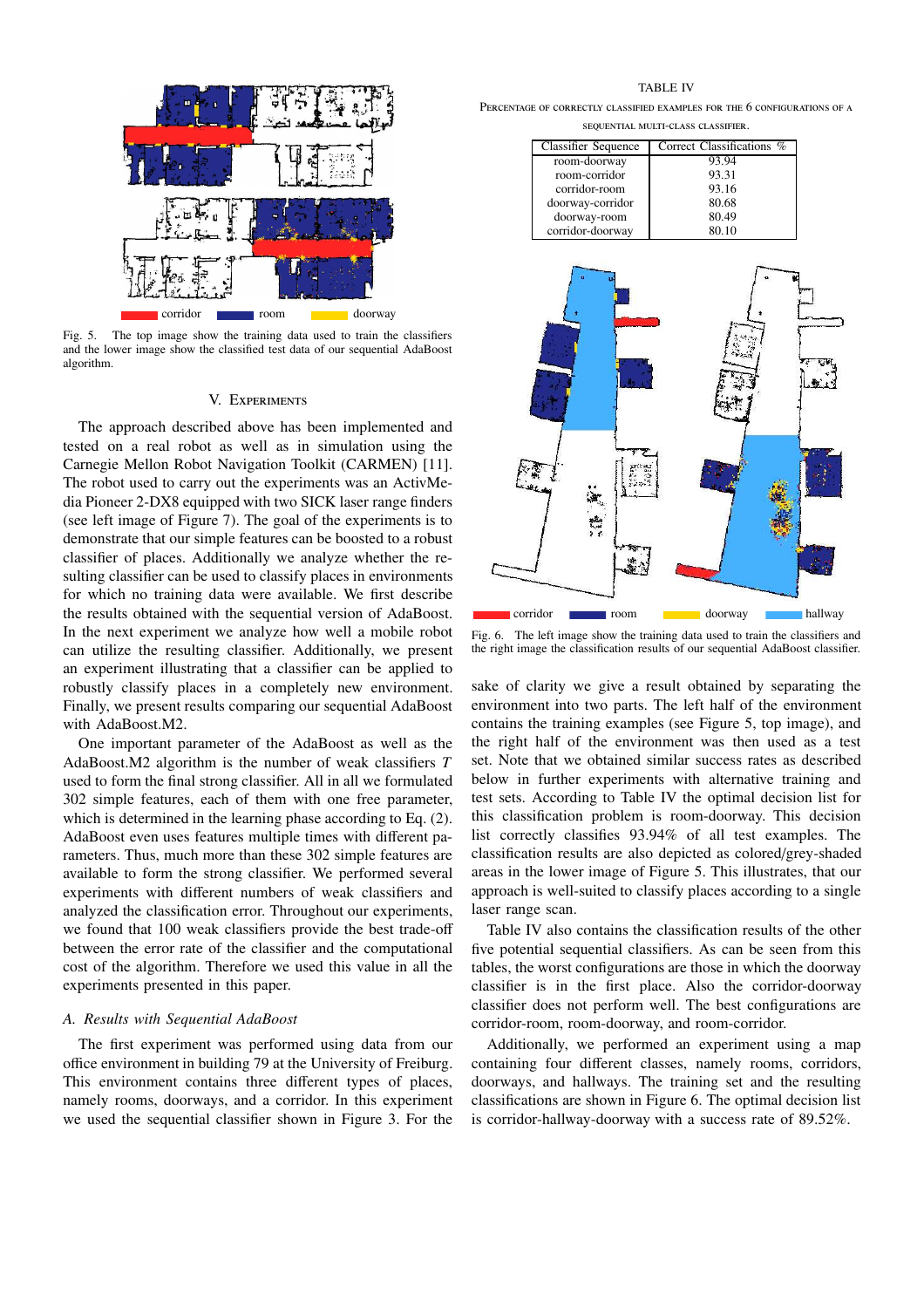Fig. 5. The top image show the training data used to train the classifiers and the lower image show the classified test data of our sequential AdaBoost algorithm.

## V. EXPERIMENTS

The approach described above has been implemented and tested on a real robot as well as in simulation using the Carnegie Mellon Robot Navigation Toolkit (CARMEN) [11]. The robot used to carry out the experiments was an ActivMedia Pioneer 2-DX8 equipped with two SICK laser range finders (see left image of Figure 7). The goal of the experiments is to demonstrate that our simple features can be boosted to a robust classifier of places. Additionally we analyze whether the resulting classifier can be used to classify places in environments for which no training data were available. We first describe the results obtained with the sequential version of AdaBoost. In the next experiment we analyze how well a mobile robot can utilize the resulting classifier. Additionally, we present an experiment illustrating that a classifier can be applied to robustly classify places in a completely new environment. Finally, we present results comparing our sequential AdaBoost with AdaBoost.M2.

One important parameter of the AdaBoost as well as the AdaBoost.M2 algorithm is the number of weak classifiers $T$ used to form the final strong classifier. All in all we formulated 302 simple features, each of them with one free parameter, which is determined in the learning phase according to Eq. (2). AdaBoost even uses features multiple times with different parameters. Thus, much more than these 302 simple features are available to form the strong classifier. We performed several experiments with different numbers of weak classifiers and analyzed the classification error. Throughout our experiments, we found that 100 weak classifiers provide the best trade-off between the error rate of the classifier and the computational cost of the algorithm. Therefore we used this value in all the experiments presented in this paper.

### A. Results with Sequential AdaBoost

The first experiment was performed using data from our office environment in building 79 at the University of Freiburg. This environment contains three different types of places, namely rooms, doorways, and a corridor. In this experiment we used the sequential classifier shown in Figure 3. For the sake of clarity we give a result obtained by separating the environment into two parts. The left half of the environment contains the training examples (see Figure 5, top image), and the right half of the environment was then used as a test set. Note that we obtained similar success rates as described below in further experiments with alternative training and test sets. According to Table IV the optimal decision list for this classification problem is room-doorway. This decision list correctly classifies 93.94% of all test examples. The classification results are also depicted as colored/grey-shaded areas in the lower image of Figure 5. This illustrates, that our approach is well-suited to classify places according to a single laser range scan.

TABLE IV

PERCENTAGE OF CORRECTLY CLASSIFIED EXAMPLES FOR THE 6 CONFIGURATIONS OF A SEQUENTIAL MULTI-CLASS CLASSIFIER.

| Classifier Sequence | Correct Classifications % |
|---|---|
| room-doorway | 93.94 |
| room-corridor | 93.31 |
| corridor-room | 93.16 |
| doorway-corridor | 80.68 |
| doorway-room | 80.49 |
| corridor-doorway | 80.10 |

Fig. 6. The left image show the training data used to train the classifiers and the right image the classification results of our sequential AdaBoost classifier.

Table IV also contains the classification results of the other five potential sequential classifiers. As can be seen from this tables, the worst configurations are those in which the doorway classifier is in the first place. Also the corridor-doorway classifier does not perform well. The best configurations are corridor-room, room-doorway, and room-corridor.

Additionally, we performed an experiment using a map containing four different classes, namely rooms, corridors, doorways, and hallways. The training set and the resulting classifications are shown in Figure 6. The optimal decision list is corridor-hallway-doorway with a success rate of 89.52%.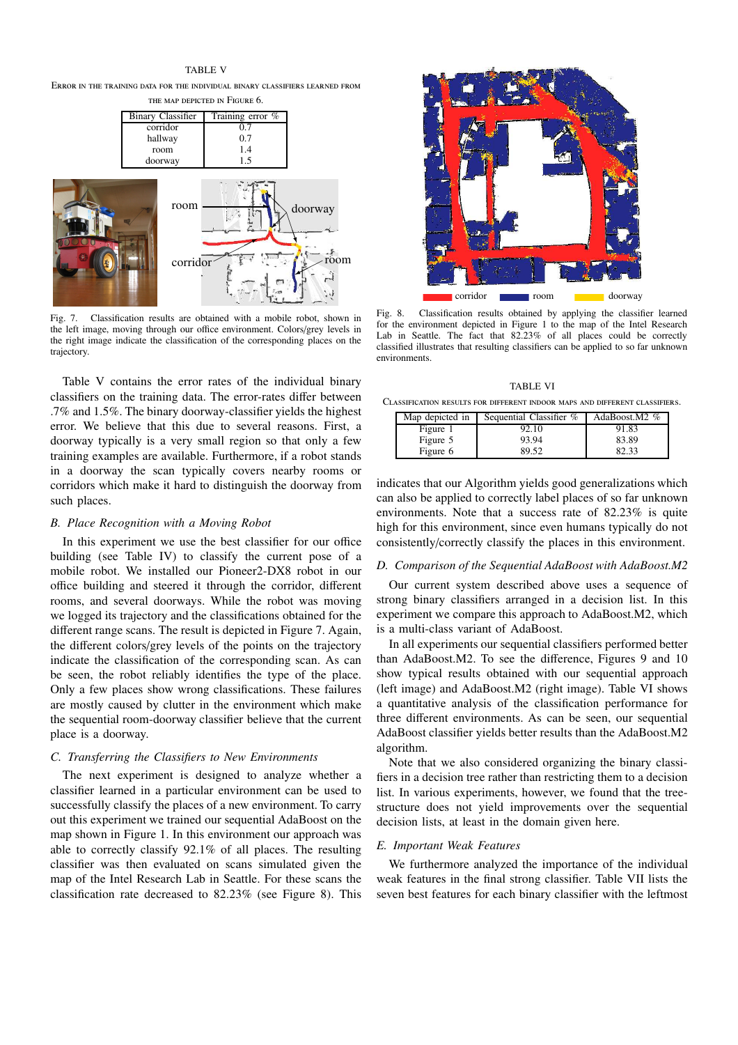TABLE V

ERROR IN THE TRAINING DATA FOR THE INDIVIDUAL BINARY CLASSIFIERS LEARNED FROM THE MAP DEPICTED IN FIGURE 6.

| Binary Classifier | Training error % |
|---|---|
| corridor | 0.7 |
| hallway | 0.7 |
| room | 1.4 |
| doorway | 1.5 |

Fig. 7. Classification results are obtained with a mobile robot, shown in the left image, moving through our office environment. Colors/grey levels in the right image indicate the classification of the corresponding places on the trajectory.

Table V contains the error rates of the individual binary classifiers on the training data. The error-rates differ between .7% and 1.5%. The binary doorway-classifier yields the highest error. We believe that this due to several reasons. First, a doorway typically is a very small region so that only a few training examples are available. Furthermore, if a robot stands in a doorway the scan typically covers nearby rooms or corridors which make it hard to distinguish the doorway from such places.

### B. Place Recognition with a Moving Robot

In this experiment we use the best classifier for our office building (see Table IV) to classify the current pose of a mobile robot. We installed our Pioneer2-DX8 robot in our office building and steered it through the corridor, different rooms, and several doorways. While the robot was moving we logged its trajectory and the classifications obtained for the different range scans. The result is depicted in Figure 7. Again, the different colors/grey levels of the points on the trajectory indicate the classification of the corresponding scan. As can be seen, the robot reliably identifies the type of the place. Only a few places show wrong classifications. These failures are mostly caused by clutter in the environment which make the sequential room-doorway classifier believe that the current place is a doorway.

### C. Transferring the Classifiers to New Environments

The next experiment is designed to analyze whether a classifier learned in a particular environment can be used to successfully classify the places of a new environment. To carry out this experiment we trained our sequential AdaBoost on the map shown in Figure 1. In this environment our approach was able to correctly classify 92.1% of all places. The resulting classifier was then evaluated on scans simulated given the map of the Intel Research Lab in Seattle. For these scans the classification rate decreased to 82.23% (see Figure 8). This indicates that our Algorithm yields good generalizations which can also be applied to correctly label places of so far unknown environments. Note that a success rate of 82.23% is quite high for this environment, since even humans typically do not consistently/correctly classify the places in this environment.

Fig. 8. Classification results obtained by applying the classifier learned for the environment depicted in Figure 1 to the map of the Intel Research Lab in Seattle. The fact that 82.23% of all places could be correctly classified illustrates that resulting classifiers can be applied to so far unknown environments.

TABLE VI

CLASSIFICATION RESULTS FOR DIFFERENT INDOOR MAPS AND DIFFERENT CLASSIFIERS.

| Map depicted in | Sequential Classifier % | AdaBoost.M2 % |
|---|---|---|
| Figure 1 | 92.10 | 91.83 |
| Figure 5 | 93.94 | 83.89 |
| Figure 6 | 89.52 | 82.33 |

### D. Comparison of the Sequential AdaBoost with AdaBoost.M2

Our current system described above uses a sequence of strong binary classifiers arranged in a decision list. In this experiment we compare this approach to AdaBoost.M2, which is a multi-class variant of AdaBoost.

In all experiments our sequential classifiers performed better than AdaBoost.M2. To see the difference, Figures 9 and 10 show typical results obtained with our sequential approach (left image) and AdaBoost.M2 (right image). Table VI shows a quantitative analysis of the classification performance for three different environments. As can be seen, our sequential AdaBoost classifier yields better results than the AdaBoost.M2 algorithm.

Note that we also considered organizing the binary classifiers in a decision tree rather than restricting them to a decision list. In various experiments, however, we found that the tree-structure does not yield improvements over the sequential decision lists, at least in the domain given here.

### E. Important Weak Features

We furthermore analyzed the importance of the individual weak features in the final strong classifier. Table VII lists the seven best features for each binary classifier with the leftmost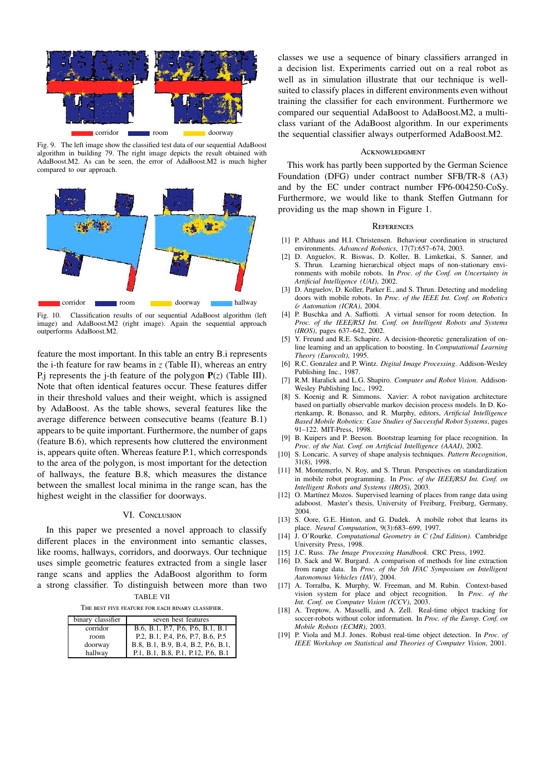corridor room doorway

Fig. 9. The left image show the classified test data of our sequential AdaBoost algorithm in building 79. The right image depicts the result obtained with AdaBoost.M2. As can be seen, the error of AdaBoost.M2 is much higher compared to our approach.

corridor room doorway hallway

Fig. 10. Classification results of our sequential AdaBoost algorithm (left image) and AdaBoost.M2 (right image). Again the sequential approach outperforms AdaBoost.M2.

feature the most important. In this table an entry B.i represents the i-th feature for raw beams in $z$ (Table II), whereas an entry P.j represents the j-th feature of the polygon $\mathbf{P}(z)$ (Table III). Note that often identical features occur. These features differ in their threshold values and their weight, which is assigned by AdaBoost. As the table shows, several features like the average difference between consecutive beams (feature B.1) appears to be quite important. Furthermore, the number of gaps (feature B.6), which represents how cluttered the environment is, appears quite often. Whereas feature P.1, which corresponds to the area of the polygon, is most important for the detection of hallways, the feature B.8, which measures the distance between the smallest local minima in the range scan, has the highest weight in the classifier for doorways.

## VI. Conclusion

In this paper we presented a novel approach to classify different places in the environment into semantic classes, like rooms, hallways, corridors, and doorways. Our technique uses simple geometric features extracted from a single laser range scans and applies the AdaBoost algorithm to form a strong classifier. To distinguish between more than two classes we use a sequence of binary classifiers arranged in a decision list. Experiments carried out on a real robot as well as in simulation illustrate that our technique is well-suited to classify places in different environments even without training the classifier for each environment. Furthermore we compared our sequential AdaBoost to AdaBoost.M2, a multi-class variant of the AdaBoost algorithm. In our experiments the sequential classifier always outperformed AdaBoost.M2.

TABLE VII

The best five feature for each binary classifier.

| binary classifier | seven best features |
|---|---|
| corridor | B.6, B.1, P.7, P.6, P.6, B.1, B.1 |
| room | P.2, B.1, P.4, P.6, P.7, B.6, P.5 |
| doorway | B.8, B.1, B.9, B.4, B.2, P.6, B.1, |
| hallway | P.1, B.1, B.8, P.1, P.12, P.6, B.1 |

## Acknowledgment

This work has partly been supported by the German Science Foundation (DFG) under contract number SFB/TR-8 (A3) and by the EC under contract number FP6-004250-CoSy. Furthermore, we would like to thank Steffen Gutmann for providing us the map shown in Figure 1.

## References

[1] P. Althaus and H.I. Christensen. Behaviour coordination in structured environments. *Advanced Robotics*, 17(7):657–674, 2003.

[2] D. Anguelov, R. Biswas, D. Koller, B. Limketkai, S. Sanner, and S. Thrun. Learning hierarchical object maps of non-stationary environments with mobile robots. In *Proc. of the Conf. on Uncertainty in Artificial Intelligence (UAI)*, 2002.

[3] D. Anguelov, D. Koller, Parker E., and S. Thrun. Detecting and modeling doors with mobile robots. In *Proc. of the IEEE Int. Conf. on Robotics & Automation (ICRA)*, 2004.

[4] P. Buschka and A. Saffiotti. A virtual sensor for room detection. In *Proc. of the IEEE/RSJ Int. Conf. on Intelligent Robots and Systems (IROS)*, pages 637–642, 2002.

[5] Y. Freund and R.E. Schapire. A decision-theoretic generalization of on-line learning and an application to boosting. In *Computational Learning Theory (Eurocolt)*, 1995.

[6] R.C. Gonzalez and P. Wintz. *Digital Image Processing*. Addison-Wesley Publishing Inc., 1987.

[7] R.M. Haralick and L.G. Shapiro. *Computer and Robot Vision*. Addison-Wesley Publishing Inc., 1992.

[8] S. Koenig and R. Simmons. Xavier: A robot navigation architecture based on partially observable markov decision process models. In D. Kortenkamp, R. Bonasso, and R. Murphy, editors, *Artificial Intelligence Based Mobile Robotics: Case Studies of Successful Robot Systems*, pages 91–122. MIT-Press, 1998.

[9] B. Kuipers and P. Beeson. Bootstrap learning for place recognition. In *Proc. of the Nat. Conf. on Artificial Intelligence (AAAI)*, 2002.

[10] S. Loncaric. A survey of shape analysis techniques. *Pattern Recognition*, 31(8), 1998.

[11] M. Montemerlo, N. Roy, and S. Thrun. Perspectives on standardization in mobile robot programming. In *Proc. of the IEEE/RSJ Int. Conf. on Intelligent Robots and Systems (IROS)*, 2003.

[12] O. Martínez Mozos. Supervised learning of places from range data using adaboost. Master's thesis, University of Freiburg, Freiburg, Germany, 2004.

[13] S. Oore, G.E. Hinton, and G. Dudek. A mobile robot that learns its place. *Neural Computation*, 9(3):683–699, 1997.

[14] J. O'Rourke. *Computational Geometry in C (2nd Edition)*. Cambridge University Press, 1998.

[15] J.C. Russ. *The Image Processing Handbook*. CRC Press, 1992.

[16] D. Sack and W. Burgard. A comparison of methods for line extraction from range data. In *Proc. of the 5th IFAC Symposium on Intelligent Autonomous Vehicles (IAV)*, 2004.

[17] A. Torralba, K. Murphy, W. Freeman, and M. Rubin. Context-based vision system for place and object recognition. In *Proc. of the Int. Conf. on Computer Vision (ICCV)*, 2003.

[18] A. Treptow, A. Masselli, and A. Zell. Real-time object tracking for soccer-robots without color information. In *Proc. of the Europ. Conf. on Mobile Robots (ECMR)*, 2003.

[19] P. Viola and M.J. Jones. Robust real-time object detection. In *Proc. of IEEE Workshop on Statistical and Theories of Computer Vision*, 2001.